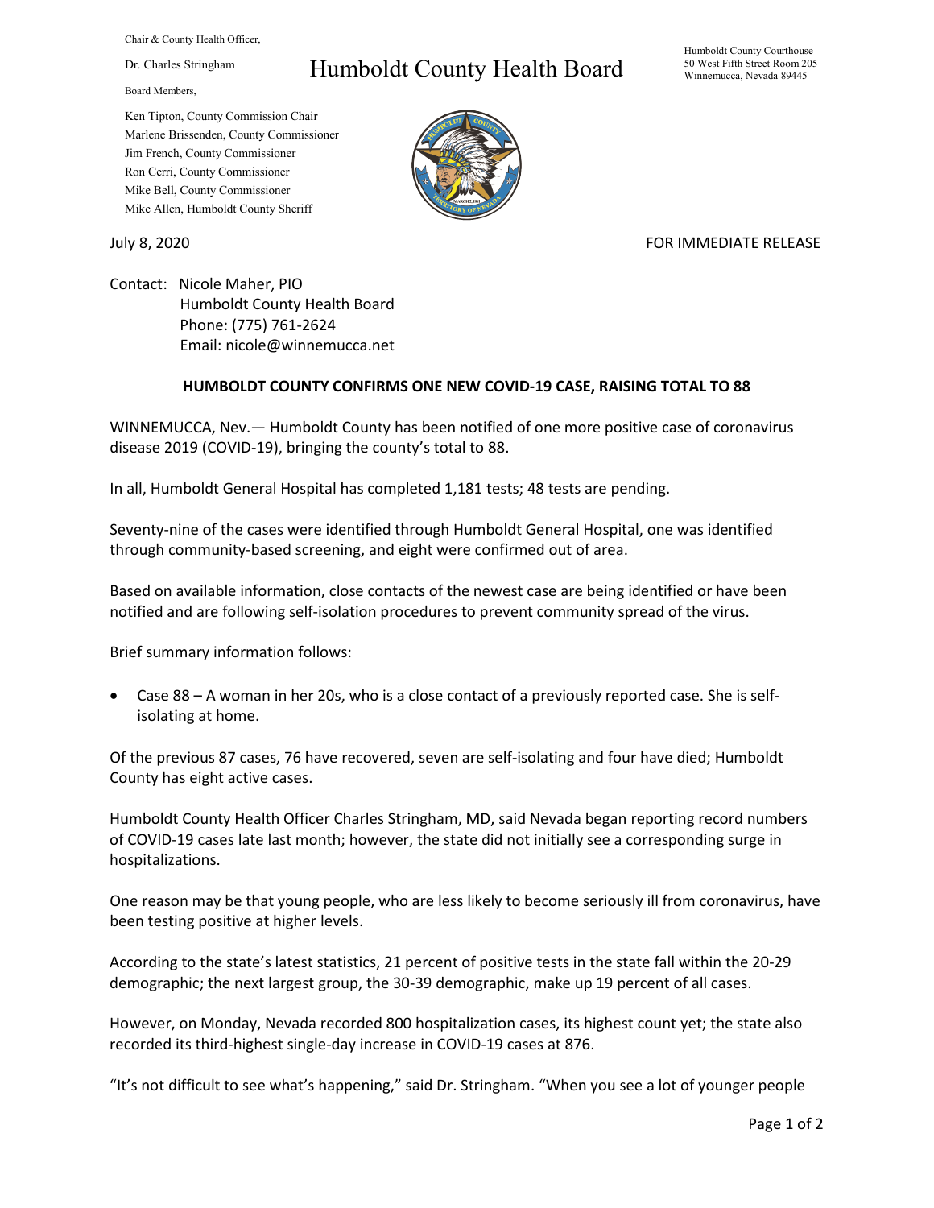Chair & County Health Officer,

Dr. Charles Stringham

Board Members,

Ken Tipton, County Commission Chair
Marlene Brissenden, County Commissioner
Jim French, County Commissioner
Ron Cerri, County Commissioner
Mike Bell, County Commissioner
Mike Allen, Humboldt County Sheriff

# Humboldt County Health Board

Humboldt County Courthouse
50 West Fifth Street Room 205
Winnemucca, Nevada 89445

July 8, 2020

FOR IMMEDIATE RELEASE

Contact: Nicole Maher, PIO
Humboldt County Health Board
Phone: (775) 761-2624
Email: nicole@winnemucca.net

**HUMBOLDT COUNTY CONFIRMS ONE NEW COVID-19 CASE, RAISING TOTAL TO 88**

WINNEMUCCA, Nev.— Humboldt County has been notified of one more positive case of coronavirus disease 2019 (COVID-19), bringing the county's total to 88.

In all, Humboldt General Hospital has completed 1,181 tests; 48 tests are pending.

Seventy-nine of the cases were identified through Humboldt General Hospital, one was identified through community-based screening, and eight were confirmed out of area.

Based on available information, close contacts of the newest case are being identified or have been notified and are following self-isolation procedures to prevent community spread of the virus.

Brief summary information follows:

- Case 88 – A woman in her 20s, who is a close contact of a previously reported case. She is self-isolating at home.

Of the previous 87 cases, 76 have recovered, seven are self-isolating and four have died; Humboldt County has eight active cases.

Humboldt County Health Officer Charles Stringham, MD, said Nevada began reporting record numbers of COVID-19 cases late last month; however, the state did not initially see a corresponding surge in hospitalizations.

One reason may be that young people, who are less likely to become seriously ill from coronavirus, have been testing positive at higher levels.

According to the state's latest statistics, 21 percent of positive tests in the state fall within the 20-29 demographic; the next largest group, the 30-39 demographic, make up 19 percent of all cases.

However, on Monday, Nevada recorded 800 hospitalization cases, its highest count yet; the state also recorded its third-highest single-day increase in COVID-19 cases at 876.

"It's not difficult to see what's happening," said Dr. Stringham. "When you see a lot of younger people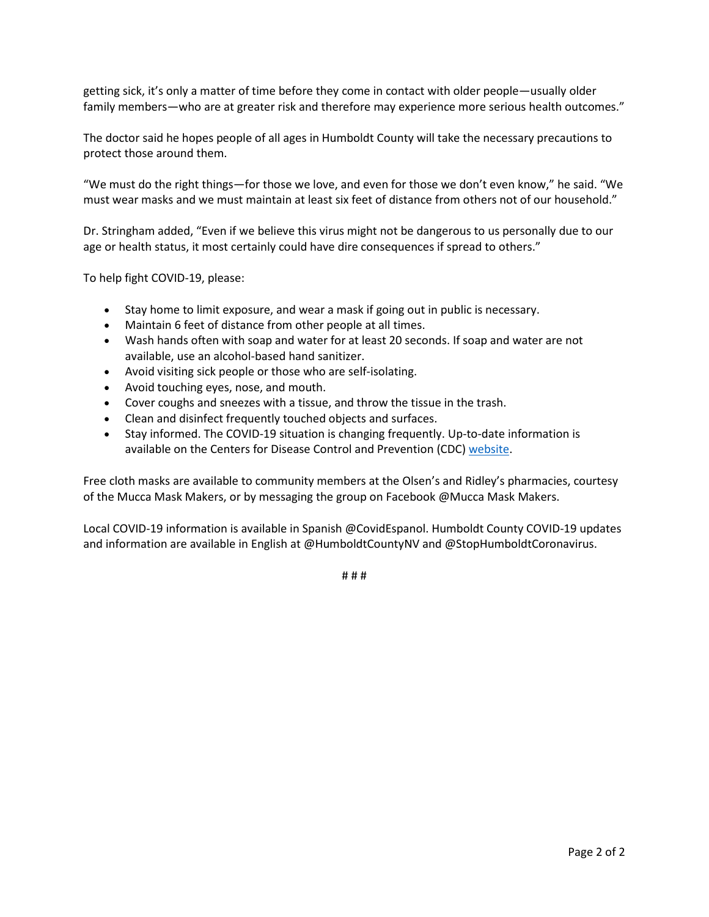getting sick, it's only a matter of time before they come in contact with older people—usually older family members—who are at greater risk and therefore may experience more serious health outcomes."

The doctor said he hopes people of all ages in Humboldt County will take the necessary precautions to protect those around them.

"We must do the right things—for those we love, and even for those we don't even know," he said. "We must wear masks and we must maintain at least six feet of distance from others not of our household."

Dr. Stringham added, "Even if we believe this virus might not be dangerous to us personally due to our age or health status, it most certainly could have dire consequences if spread to others."

To help fight COVID-19, please:

- Stay home to limit exposure, and wear a mask if going out in public is necessary.
- Maintain 6 feet of distance from other people at all times.
- Wash hands often with soap and water for at least 20 seconds. If soap and water are not available, use an alcohol-based hand sanitizer.
- Avoid visiting sick people or those who are self-isolating.
- Avoid touching eyes, nose, and mouth.
- Cover coughs and sneezes with a tissue, and throw the tissue in the trash.
- Clean and disinfect frequently touched objects and surfaces.
- Stay informed. The COVID-19 situation is changing frequently. Up-to-date information is available on the Centers for Disease Control and Prevention (CDC) website.

Free cloth masks are available to community members at the Olsen's and Ridley's pharmacies, courtesy of the Mucca Mask Makers, or by messaging the group on Facebook @Mucca Mask Makers.

Local COVID-19 information is available in Spanish @CovidEspanol. Humboldt County COVID-19 updates and information are available in English at @HumboldtCountyNV and @StopHumboldtCoronavirus.

# # #